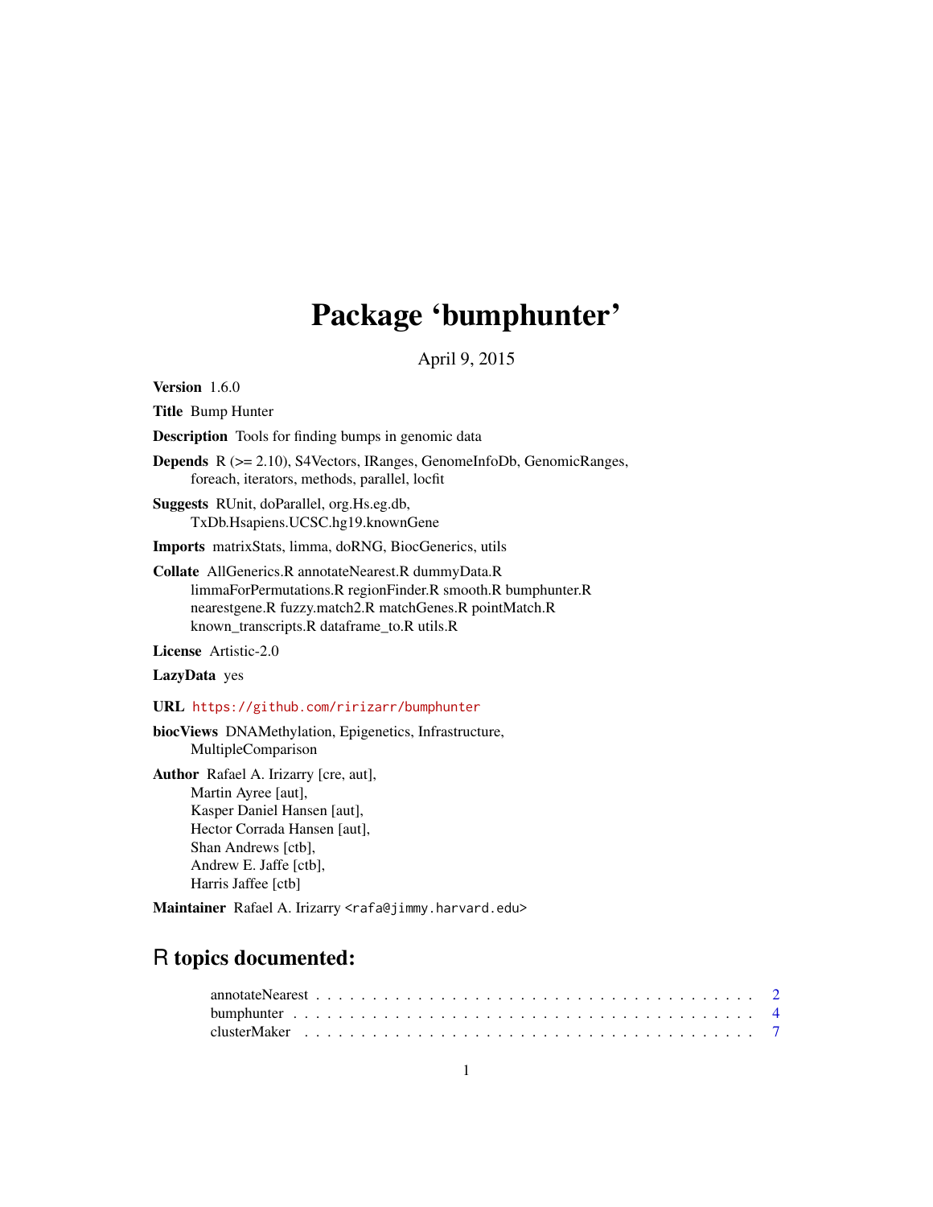# Package 'bumphunter'

April 9, 2015

**Version** 1.6.0

**Title** Bump Hunter

**Description** Tools for finding bumps in genomic data

**Depends** R (>= 2.10), S4Vectors, IRanges, GenomeInfoDb, GenomicRanges, foreach, iterators, methods, parallel, locfit

**Suggests** RUnit, doParallel, org.Hs.eg.db, TxDb.Hsapiens.UCSC.hg19.knownGene

**Imports** matrixStats, limma, doRNG, BiocGenerics, utils

**Collate** AllGenerics.R annotateNearest.R dummyData.R limmaForPermutations.R regionFinder.R smooth.R bumphunter.R nearestgene.R fuzzy.match2.R matchGenes.R pointMatch.R known_transcripts.R dataframe_to.R utils.R

**License** Artistic-2.0

**LazyData** yes

**URL** https://github.com/ririzarr/bumphunter

**biocViews** DNAMethylation, Epigenetics, Infrastructure, MultipleComparison

**Author** Rafael A. Irizarry [cre, aut], Martin Ayree [aut], Kasper Daniel Hansen [aut], Hector Corrada Hansen [aut], Shan Andrews [ctb], Andrew E. Jaffe [ctb], Harris Jaffee [ctb]

**Maintainer** Rafael A. Irizarry <rafa@jimmy.harvard.edu>

## R topics documented:

- annotateNearest . . . . . . . . . . . . . . . . . . . . . . . . . . . . . . . . . . . . . . 2
- bumphunter . . . . . . . . . . . . . . . . . . . . . . . . . . . . . . . . . . . . . . 4
- clusterMaker . . . . . . . . . . . . . . . . . . . . . . . . . . . . . . . . . . . . . . 7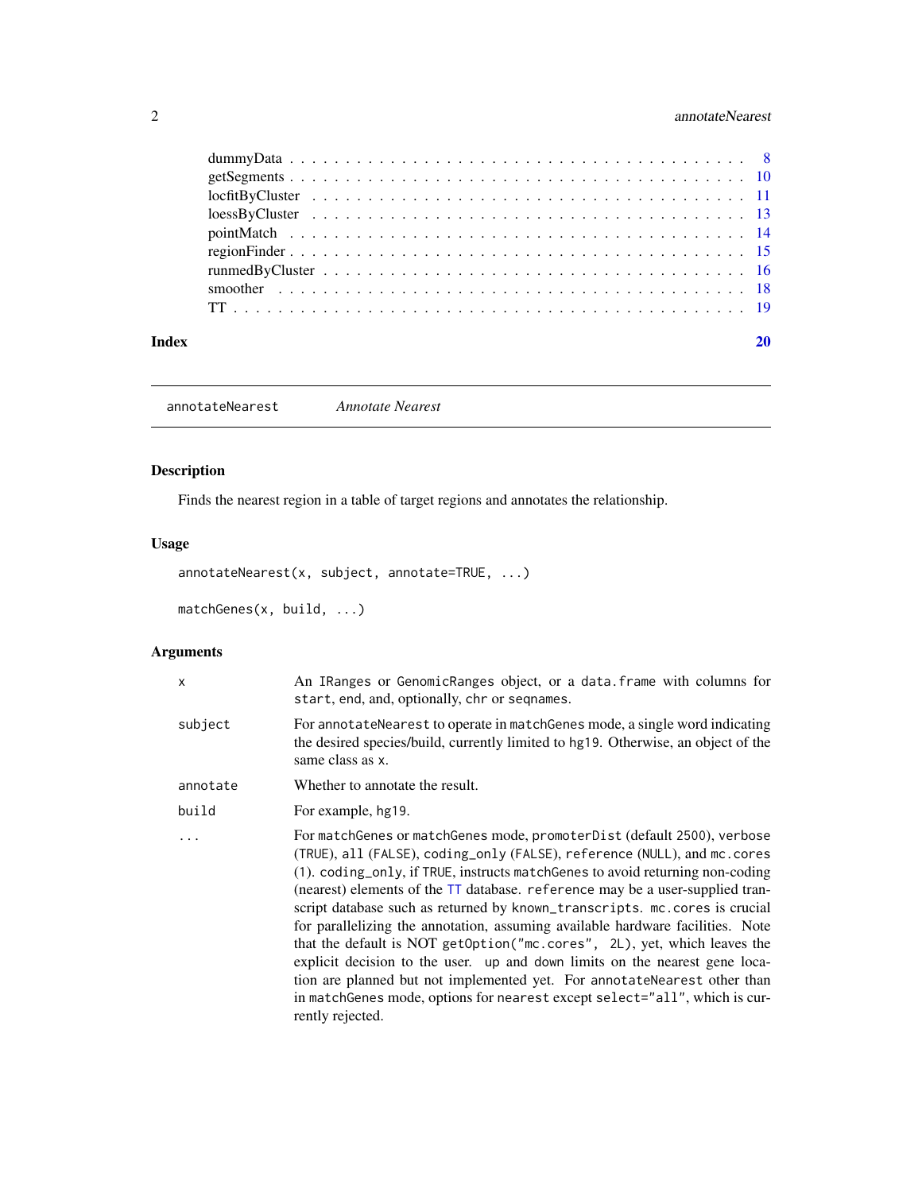| | |
|---|---|
| dummyData | 8 |
| getSegments | 10 |
| locfitByCluster | 11 |
| loessByCluster | 13 |
| pointMatch | 14 |
| regionFinder | 15 |
| runmedByCluster | 16 |
| smoother | 18 |
| TT | 19 |

**Index** **20**

---

annotateNearest *Annotate Nearest*

---

## Description

Finds the nearest region in a table of target regions and annotates the relationship.

## Usage

```
annotateNearest(x, subject, annotate=TRUE, ...)

matchGenes(x, build, ...)
```

## Arguments

| | |
|---|---|
| `x` | An `IRanges` or `GenomicRanges` object, or a `data.frame` with columns for `start`, `end`, and, optionally, `chr` or `seqnames`. |
| `subject` | For `annotateNearest` to operate in `matchGenes` mode, a single word indicating the desired species/build, currently limited to `hg19`. Otherwise, an object of the same class as `x`. |
| `annotate` | Whether to annotate the result. |
| `build` | For example, `hg19`. |
| `...` | For `matchGenes` or `matchGenes` mode, `promoterDist` (default `2500`), `verbose` (`TRUE`), `all` (`FALSE`), `coding_only` (`FALSE`), `reference` (`NULL`), and `mc.cores` (1). `coding_only`, if `TRUE`, instructs `matchGenes` to avoid returning non-coding (nearest) elements of the `TT` database. `reference` may be a user-supplied transcript database such as returned by `known_transcripts`. `mc.cores` is crucial for parallelizing the annotation, assuming available hardware facilities. Note that the default is NOT `getOption("mc.cores", 2L)`, yet, which leaves the explicit decision to the user. up and down limits on the nearest gene location are planned but not implemented yet. For `annotateNearest` other than in `matchGenes` mode, options for `nearest` except `select="all"`, which is currently rejected. |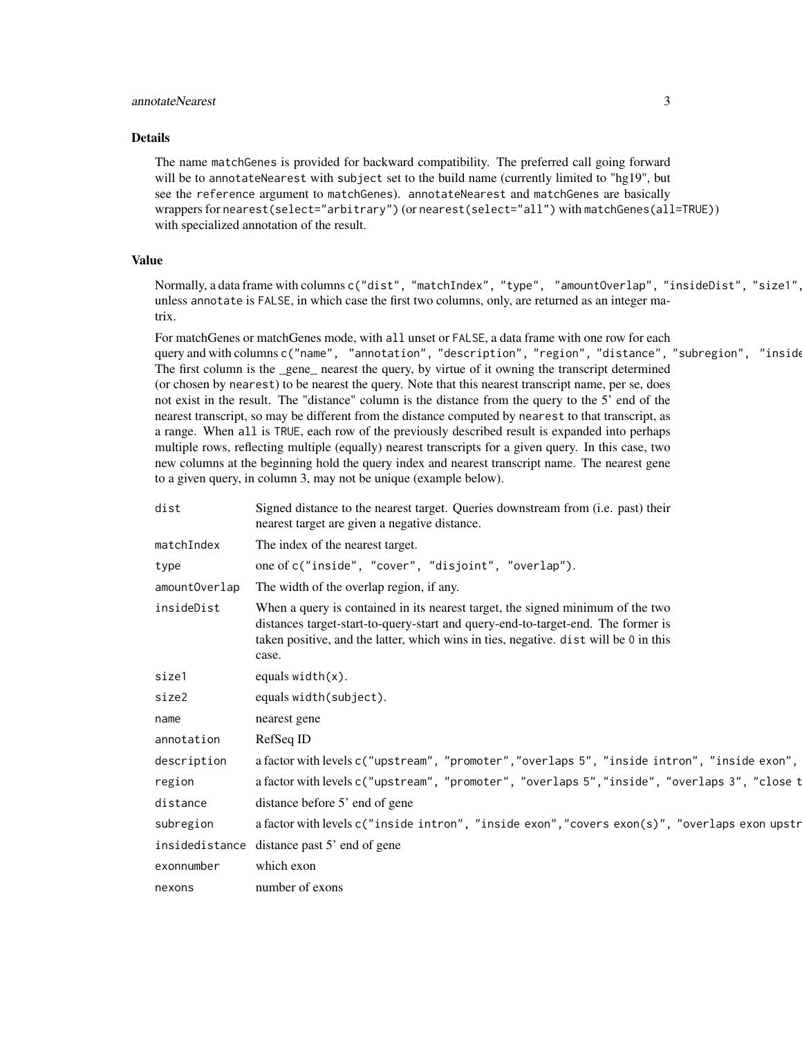## Details

The name `matchGenes` is provided for backward compatibility. The preferred call going forward will be to `annotateNearest` with `subject` set to the build name (currently limited to "hg19", but see the `reference` argument to `matchGenes`). `annotateNearest` and `matchGenes` are basically wrappers for `nearest(select="arbitrary")` (or `nearest(select="all")` with `matchGenes(all=TRUE)`) with specialized annotation of the result.

## Value

Normally, a data frame with columns `c("dist", "matchIndex", "type", "amountOverlap", "insideDist", "size1",` unless `annotate` is `FALSE`, in which case the first two columns, only, are returned as an integer matrix.

For matchGenes or matchGenes mode, with `all` unset or `FALSE`, a data frame with one row for each query and with columns `c("name", "annotation", "description", "region", "distance", "subregion", "inside` The first column is the _gene_ nearest the query, by virtue of it owning the transcript determined (or chosen by `nearest`) to be nearest the query. Note that this nearest transcript name, per se, does not exist in the result. The "distance" column is the distance from the query to the 5' end of the nearest transcript, so may be different from the distance computed by `nearest` to that transcript, as a range. When `all` is `TRUE`, each row of the previously described result is expanded into perhaps multiple rows, reflecting multiple (equally) nearest transcripts for a given query. In this case, two new columns at the beginning hold the query index and nearest transcript name. The nearest gene to a given query, in column 3, may not be unique (example below).

| | |
|---|---|
| `dist` | Signed distance to the nearest target. Queries downstream from (i.e. past) their nearest target are given a negative distance. |
| `matchIndex` | The index of the nearest target. |
| `type` | one of `c("inside", "cover", "disjoint", "overlap")`. |
| `amountOverlap` | The width of the overlap region, if any. |
| `insideDist` | When a query is contained in its nearest target, the signed minimum of the two distances target-start-to-query-start and query-end-to-target-end. The former is taken positive, and the latter, which wins in ties, negative. `dist` will be `0` in this case. |
| `size1` | equals `width(x)`. |
| `size2` | equals `width(subject)`. |
| `name` | nearest gene |
| `annotation` | RefSeq ID |
| `description` | a factor with levels `c("upstream", "promoter","overlaps 5", "inside intron", "inside exon",` |
| `region` | a factor with levels `c("upstream", "promoter", "overlaps 5","inside", "overlaps 3", "close t` |
| `distance` | distance before 5' end of gene |
| `subregion` | a factor with levels `c("inside intron", "inside exon","covers exon(s)", "overlaps exon upstr` |
| `insidedistance` | distance past 5' end of gene |
| `exonnumber` | which exon |
| `nexons` | number of exons |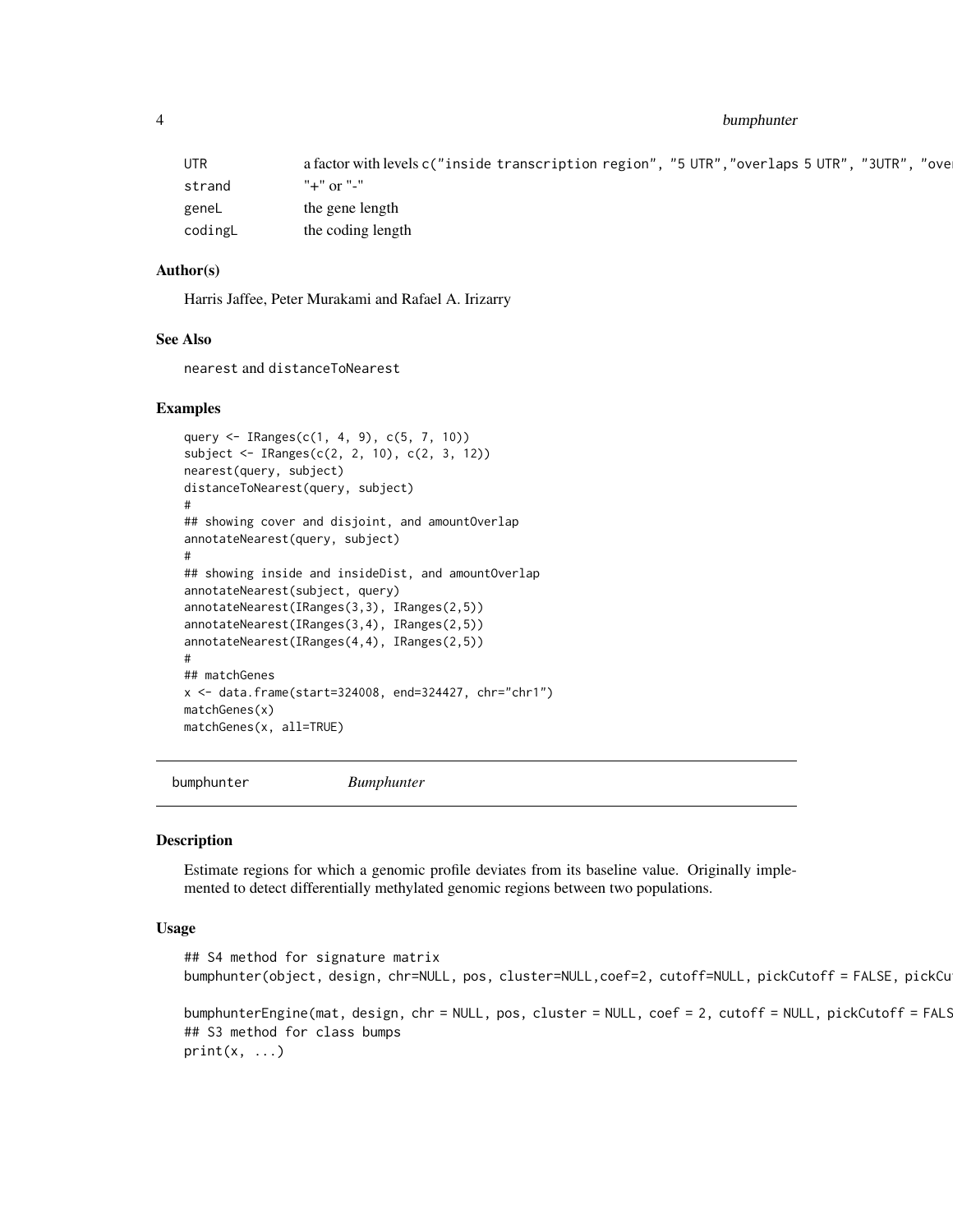| | |
|---|---|
| UTR | a factor with levels c("inside transcription region", "5 UTR","overlaps 5 UTR", "3UTR", "ove |
| strand | "+" or "-" |
| geneL | the gene length |
| codingL | the coding length |

### Author(s)

Harris Jaffee, Peter Murakami and Rafael A. Irizarry

### See Also

nearest and distanceToNearest

### Examples

```
query <- IRanges(c(1, 4, 9), c(5, 7, 10))
subject <- IRanges(c(2, 2, 10), c(2, 3, 12))
nearest(query, subject)
distanceToNearest(query, subject)
#
## showing cover and disjoint, and amountOverlap
annotateNearest(query, subject)
#
## showing inside and insideDist, and amountOverlap
annotateNearest(subject, query)
annotateNearest(IRanges(3,3), IRanges(2,5))
annotateNearest(IRanges(3,4), IRanges(2,5))
annotateNearest(IRanges(4,4), IRanges(2,5))
#
## matchGenes
x <- data.frame(start=324008, end=324427, chr="chr1")
matchGenes(x)
matchGenes(x, all=TRUE)
```

## bumphunter *Bumphunter*

### Description

Estimate regions for which a genomic profile deviates from its baseline value. Originally implemented to detect differentially methylated genomic regions between two populations.

### Usage

```
## S4 method for signature matrix
bumphunter(object, design, chr=NULL, pos, cluster=NULL,coef=2, cutoff=NULL, pickCutoff = FALSE, pickCu

bumphunterEngine(mat, design, chr = NULL, pos, cluster = NULL, coef = 2, cutoff = NULL, pickCutoff = FALS
## S3 method for class bumps
print(x, ...)
```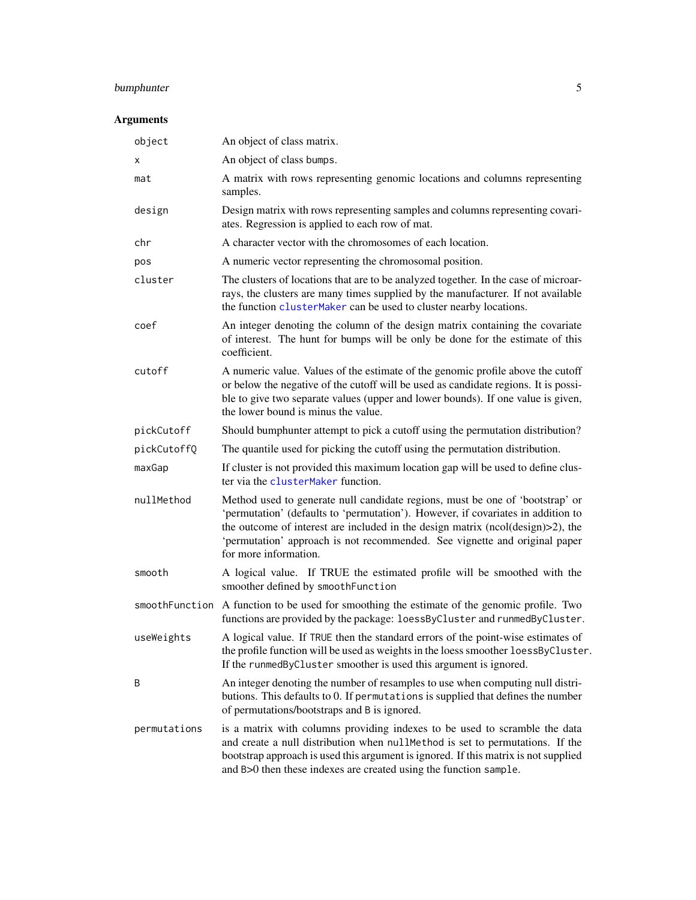## Arguments

| | |
|---|---|
| `object` | An object of class matrix. |
| `x` | An object of class `bumps`. |
| `mat` | A matrix with rows representing genomic locations and columns representing samples. |
| `design` | Design matrix with rows representing samples and columns representing covariates. Regression is applied to each row of mat. |
| `chr` | A character vector with the chromosomes of each location. |
| `pos` | A numeric vector representing the chromosomal position. |
| `cluster` | The clusters of locations that are to be analyzed together. In the case of microarrays, the clusters are many times supplied by the manufacturer. If not available the function `clusterMaker` can be used to cluster nearby locations. |
| `coef` | An integer denoting the column of the design matrix containing the covariate of interest. The hunt for bumps will be only be done for the estimate of this coefficient. |
| `cutoff` | A numeric value. Values of the estimate of the genomic profile above the cutoff or below the negative of the cutoff will be used as candidate regions. It is possible to give two separate values (upper and lower bounds). If one value is given, the lower bound is minus the value. |
| `pickCutoff` | Should bumphunter attempt to pick a cutoff using the permutation distribution? |
| `pickCutoffQ` | The quantile used for picking the cutoff using the permutation distribution. |
| `maxGap` | If cluster is not provided this maximum location gap will be used to define cluster via the `clusterMaker` function. |
| `nullMethod` | Method used to generate null candidate regions, must be one of 'bootstrap' or 'permutation' (defaults to 'permutation'). However, if covariates in addition to the outcome of interest are included in the design matrix (ncol(design)>2), the 'permutation' approach is not recommended. See vignette and original paper for more information. |
| `smooth` | A logical value. If TRUE the estimated profile will be smoothed with the smoother defined by `smoothFunction` |
| `smoothFunction` | A function to be used for smoothing the estimate of the genomic profile. Two functions are provided by the package: `loessByCluster` and `runmedByCluster`. |
| `useWeights` | A logical value. If `TRUE` then the standard errors of the point-wise estimates of the profile function will be used as weights in the loess smoother `loessByCluster`. If the `runmedByCluster` smoother is used this argument is ignored. |
| `B` | An integer denoting the number of resamples to use when computing null distributions. This defaults to 0. If `permutations` is supplied that defines the number of permutations/bootstraps and `B` is ignored. |
| `permutations` | is a matrix with columns providing indexes to be used to scramble the data and create a null distribution when `nullMethod` is set to permutations. If the bootstrap approach is used this argument is ignored. If this matrix is not supplied and `B`>0 then these indexes are created using the function `sample`. |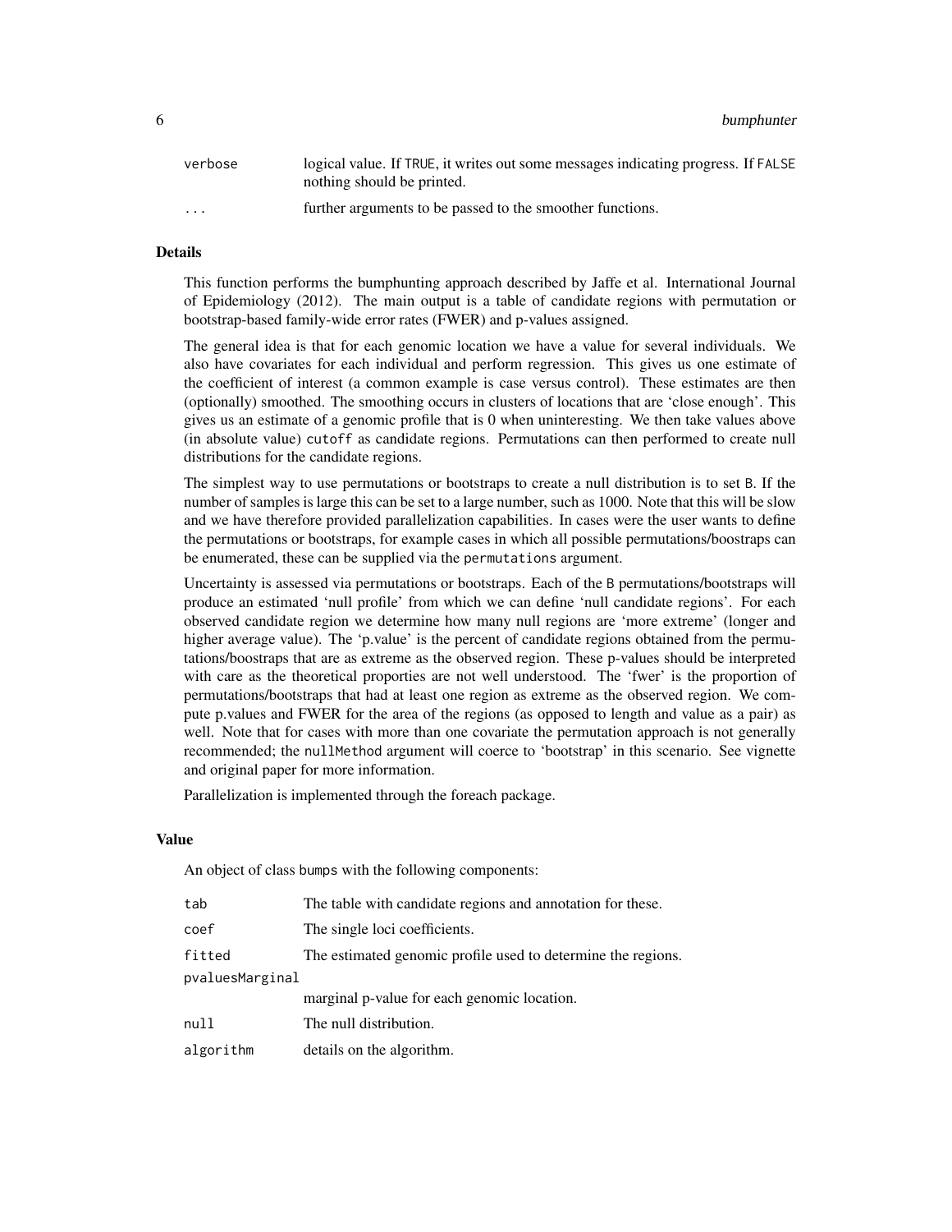| | |
|---|---|
| `verbose` | logical value. If `TRUE`, it writes out some messages indicating progress. If `FALSE` nothing should be printed. |
| `...` | further arguments to be passed to the smoother functions. |

## Details

This function performs the bumphunting approach described by Jaffe et al. International Journal of Epidemiology (2012). The main output is a table of candidate regions with permutation or bootstrap-based family-wide error rates (FWER) and p-values assigned.

The general idea is that for each genomic location we have a value for several individuals. We also have covariates for each individual and perform regression. This gives us one estimate of the coefficient of interest (a common example is case versus control). These estimates are then (optionally) smoothed. The smoothing occurs in clusters of locations that are 'close enough'. This gives us an estimate of a genomic profile that is 0 when uninteresting. We then take values above (in absolute value) `cutoff` as candidate regions. Permutations can then performed to create null distributions for the candidate regions.

The simplest way to use permutations or bootstraps to create a null distribution is to set `B`. If the number of samples is large this can be set to a large number, such as 1000. Note that this will be slow and we have therefore provided parallelization capabilities. In cases were the user wants to define the permutations or bootstraps, for example cases in which all possible permutations/boostraps can be enumerated, these can be supplied via the `permutations` argument.

Uncertainty is assessed via permutations or bootstraps. Each of the `B` permutations/bootstraps will produce an estimated 'null profile' from which we can define 'null candidate regions'. For each observed candidate region we determine how many null regions are 'more extreme' (longer and higher average value). The 'p.value' is the percent of candidate regions obtained from the permutations/boostraps that are as extreme as the observed region. These p-values should be interpreted with care as the theoretical proporties are not well understood. The 'fwer' is the proportion of permutations/bootstraps that had at least one region as extreme as the observed region. We compute p.values and FWER for the area of the regions (as opposed to length and value as a pair) as well. Note that for cases with more than one covariate the permutation approach is not generally recommended; the `nullMethod` argument will coerce to 'bootstrap' in this scenario. See vignette and original paper for more information.

Parallelization is implemented through the foreach package.

## Value

An object of class `bumps` with the following components:

| | |
|---|---|
| `tab` | The table with candidate regions and annotation for these. |
| `coef` | The single loci coefficients. |
| `fitted` | The estimated genomic profile used to determine the regions. |
| `pvaluesMarginal` | marginal p-value for each genomic location. |
| `null` | The null distribution. |
| `algorithm` | details on the algorithm. |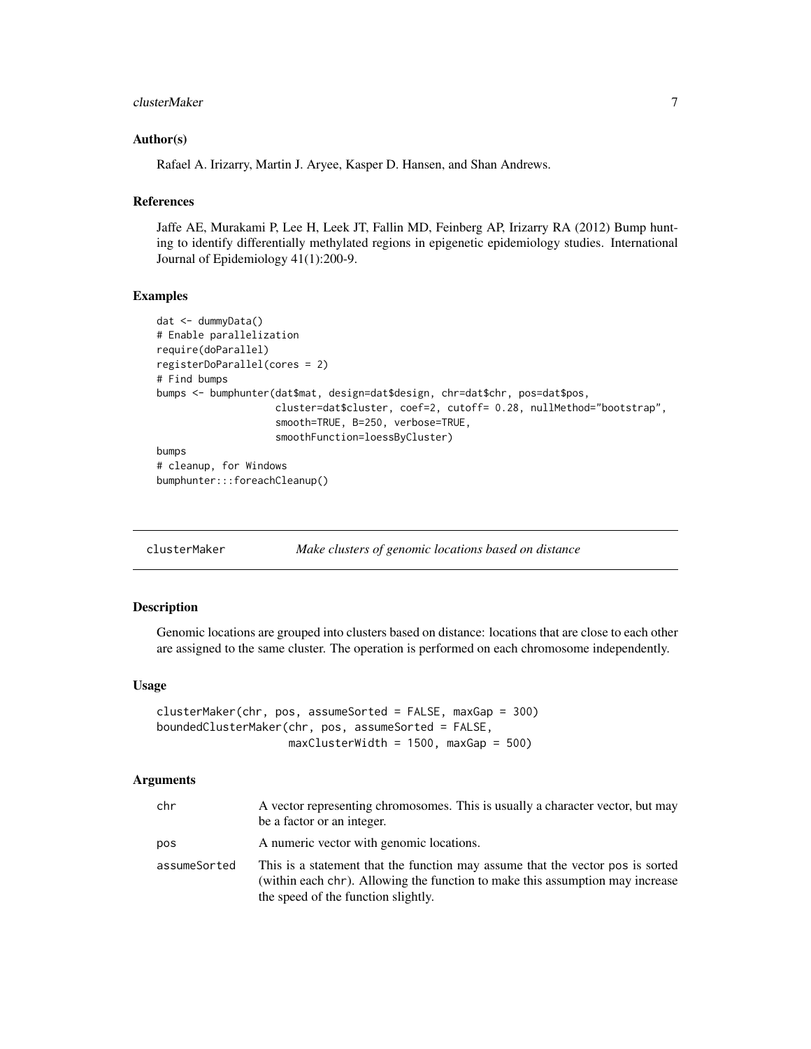## Author(s)

Rafael A. Irizarry, Martin J. Aryee, Kasper D. Hansen, and Shan Andrews.

## References

Jaffe AE, Murakami P, Lee H, Leek JT, Fallin MD, Feinberg AP, Irizarry RA (2012) Bump hunting to identify differentially methylated regions in epigenetic epidemiology studies. International Journal of Epidemiology 41(1):200-9.

## Examples

```
dat <- dummyData()
# Enable parallelization
require(doParallel)
registerDoParallel(cores = 2)
# Find bumps
bumps <- bumphunter(dat$mat, design=dat$design, chr=dat$chr, pos=dat$pos,
                    cluster=dat$cluster, coef=2, cutoff= 0.28, nullMethod="bootstrap",
                    smooth=TRUE, B=250, verbose=TRUE,
                    smoothFunction=loessByCluster)
bumps
# cleanup, for Windows
bumphunter:::foreachCleanup()
```

---

# clusterMaker    *Make clusters of genomic locations based on distance*

---

## Description

Genomic locations are grouped into clusters based on distance: locations that are close to each other are assigned to the same cluster. The operation is performed on each chromosome independently.

## Usage

```
clusterMaker(chr, pos, assumeSorted = FALSE, maxGap = 300)
boundedClusterMaker(chr, pos, assumeSorted = FALSE,
                    maxClusterWidth = 1500, maxGap = 500)
```

## Arguments

| | |
|---|---|
| chr | A vector representing chromosomes. This is usually a character vector, but may be a factor or an integer. |
| pos | A numeric vector with genomic locations. |
| assumeSorted | This is a statement that the function may assume that the vector pos is sorted (within each chr). Allowing the function to make this assumption may increase the speed of the function slightly. |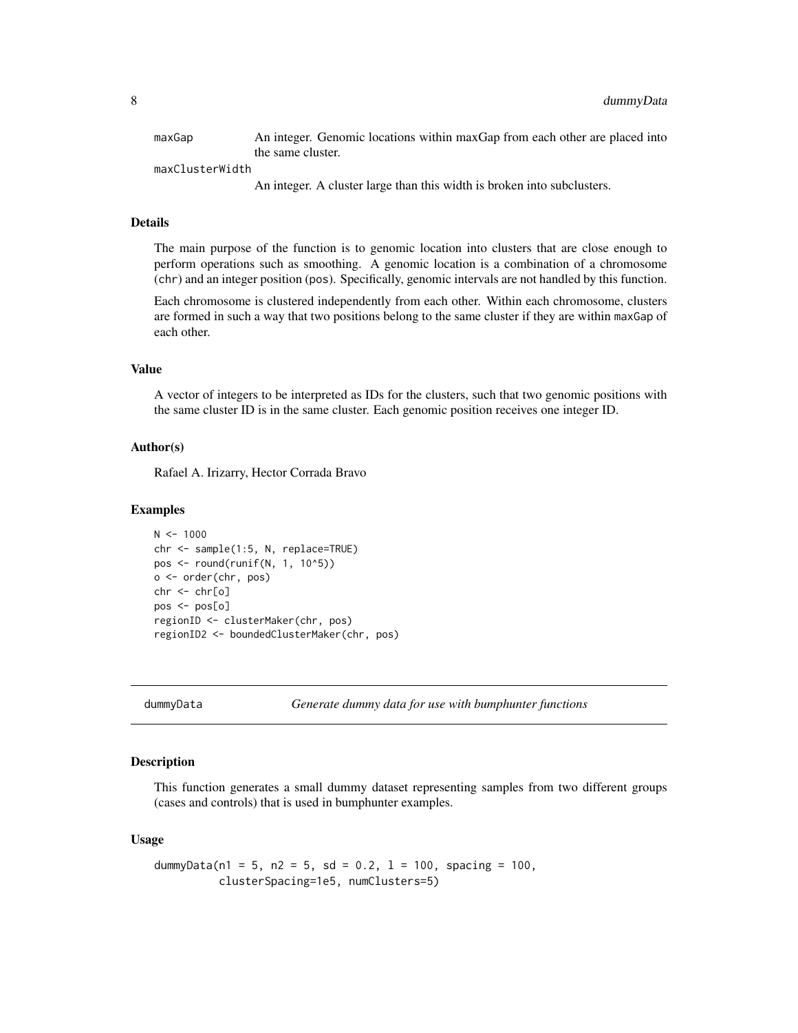maxGap
: An integer. Genomic locations within maxGap from each other are placed into the same cluster.

maxClusterWidth
: An integer. A cluster large than this width is broken into subclusters.

### Details

The main purpose of the function is to genomic location into clusters that are close enough to perform operations such as smoothing. A genomic location is a combination of a chromosome (chr) and an integer position (pos). Specifically, genomic intervals are not handled by this function.

Each chromosome is clustered independently from each other. Within each chromosome, clusters are formed in such a way that two positions belong to the same cluster if they are within maxGap of each other.

### Value

A vector of integers to be interpreted as IDs for the clusters, such that two genomic positions with the same cluster ID is in the same cluster. Each genomic position receives one integer ID.

### Author(s)

Rafael A. Irizarry, Hector Corrada Bravo

### Examples

```
N <- 1000
chr <- sample(1:5, N, replace=TRUE)
pos <- round(runif(N, 1, 10^5))
o <- order(chr, pos)
chr <- chr[o]
pos <- pos[o]
regionID <- clusterMaker(chr, pos)
regionID2 <- boundedClusterMaker(chr, pos)
```

---

## dummyData — *Generate dummy data for use with bumphunter functions*

### Description

This function generates a small dummy dataset representing samples from two different groups (cases and controls) that is used in bumphunter examples.

### Usage

```
dummyData(n1 = 5, n2 = 5, sd = 0.2, l = 100, spacing = 100,
          clusterSpacing=1e5, numClusters=5)
```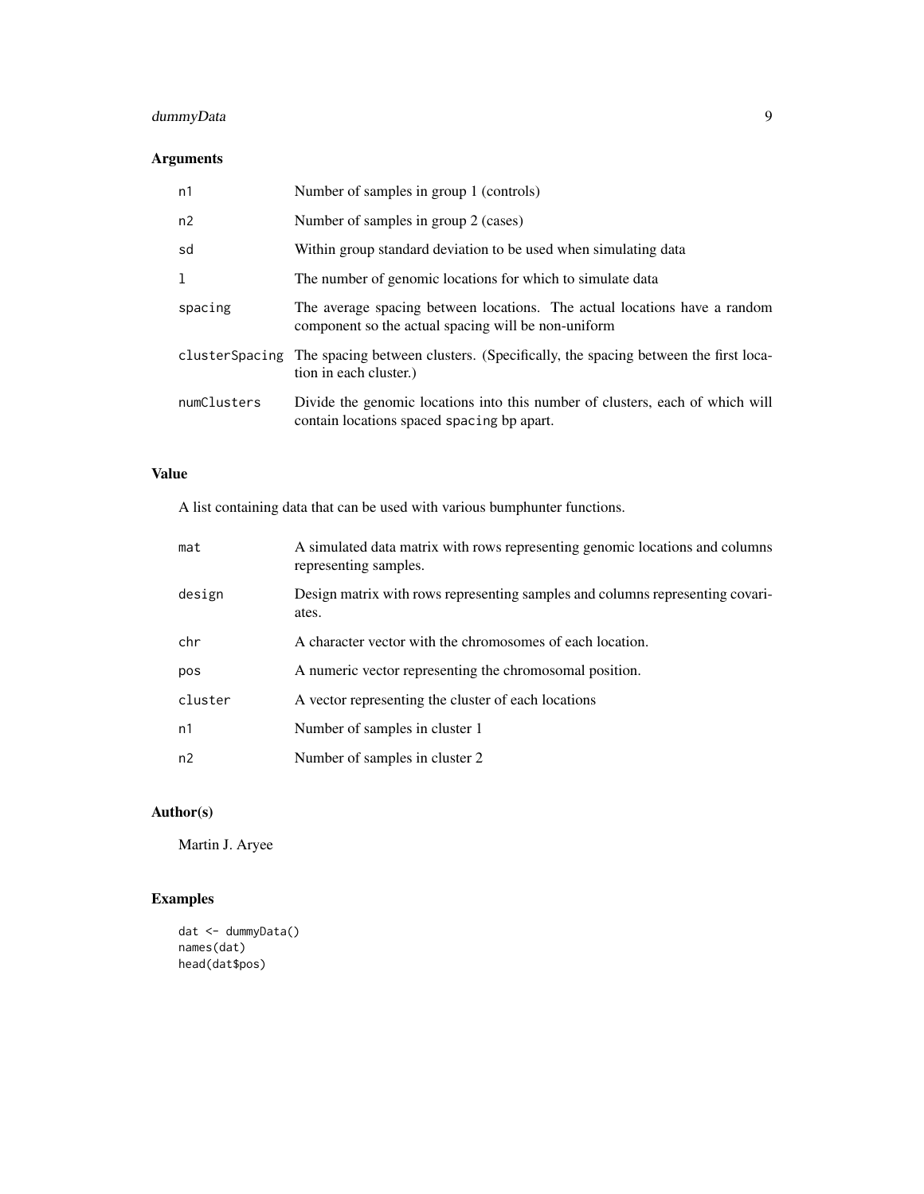## Arguments

| | |
|---|---|
| `n1` | Number of samples in group 1 (controls) |
| `n2` | Number of samples in group 2 (cases) |
| `sd` | Within group standard deviation to be used when simulating data |
| `l` | The number of genomic locations for which to simulate data |
| `spacing` | The average spacing between locations. The actual locations have a random component so the actual spacing will be non-uniform |
| `clusterSpacing` | The spacing between clusters. (Specifically, the spacing between the first location in each cluster.) |
| `numClusters` | Divide the genomic locations into this number of clusters, each of which will contain locations spaced `spacing` bp apart. |

## Value

A list containing data that can be used with various bumphunter functions.

| | |
|---|---|
| `mat` | A simulated data matrix with rows representing genomic locations and columns representing samples. |
| `design` | Design matrix with rows representing samples and columns representing covariates. |
| `chr` | A character vector with the chromosomes of each location. |
| `pos` | A numeric vector representing the chromosomal position. |
| `cluster` | A vector representing the cluster of each locations |
| `n1` | Number of samples in cluster 1 |
| `n2` | Number of samples in cluster 2 |

## Author(s)

Martin J. Aryee

## Examples

```
dat <- dummyData()
names(dat)
head(dat$pos)
```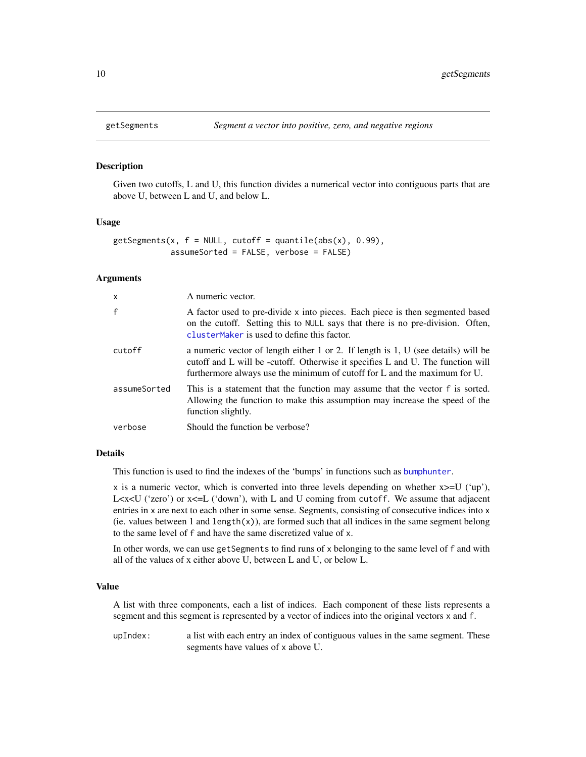# getSegments — *Segment a vector into positive, zero, and negative regions*

## Description

Given two cutoffs, L and U, this function divides a numerical vector into contiguous parts that are above U, between L and U, and below L.

## Usage

```
getSegments(x, f = NULL, cutoff = quantile(abs(x), 0.99),
            assumeSorted = FALSE, verbose = FALSE)
```

## Arguments

| | |
|---|---|
| `x` | A numeric vector. |
| `f` | A factor used to pre-divide `x` into pieces. Each piece is then segmented based on the cutoff. Setting this to `NULL` says that there is no pre-division. Often, `clusterMaker` is used to define this factor. |
| `cutoff` | a numeric vector of length either 1 or 2. If length is 1, U (see details) will be cutoff and L will be -cutoff. Otherwise it specifies L and U. The function will furthermore always use the minimum of cutoff for L and the maximum for U. |
| `assumeSorted` | This is a statement that the function may assume that the vector `f` is sorted. Allowing the function to make this assumption may increase the speed of the function slightly. |
| `verbose` | Should the function be verbose? |

## Details

This function is used to find the indexes of the 'bumps' in functions such as `bumphunter`.

`x` is a numeric vector, which is converted into three levels depending on whether x>=U ('up'), L<x<U ('zero') or x<=L ('down'), with L and U coming from `cutoff`. We assume that adjacent entries in `x` are next to each other in some sense. Segments, consisting of consecutive indices into `x` (ie. values between 1 and `length(x)`), are formed such that all indices in the same segment belong to the same level of `f` and have the same discretized value of `x`.

In other words, we can use `getSegments` to find runs of `x` belonging to the same level of `f` and with all of the values of `x` either above U, between L and U, or below L.

## Value

A list with three components, each a list of indices. Each component of these lists represents a segment and this segment is represented by a vector of indices into the original vectors `x` and `f`.

| | |
|---|---|
| `upIndex:` | a list with each entry an index of contiguous values in the same segment. These segments have values of `x` above U. |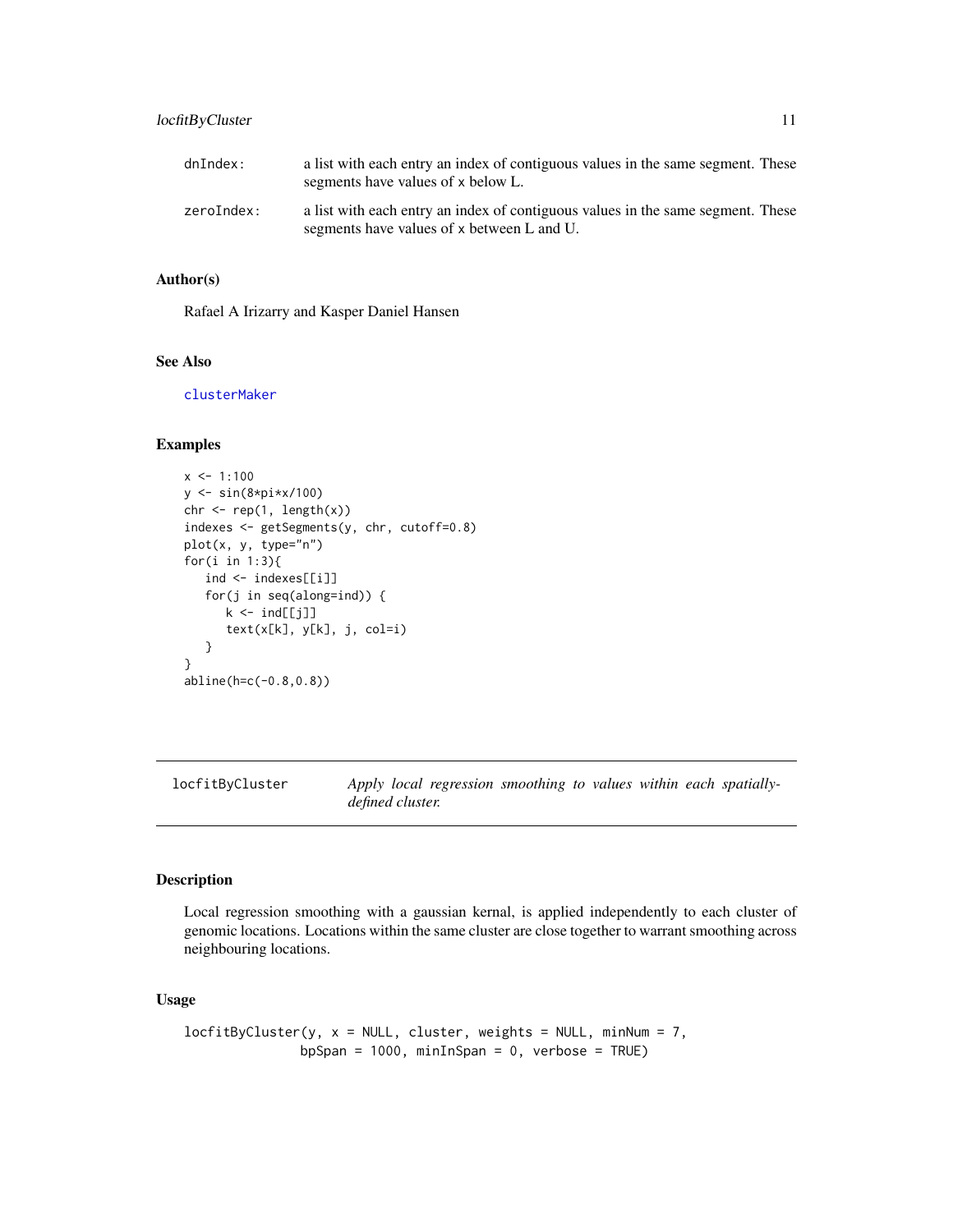| | |
|---|---|
| dnIndex: | a list with each entry an index of contiguous values in the same segment. These segments have values of x below L. |
| zeroIndex: | a list with each entry an index of contiguous values in the same segment. These segments have values of x between L and U. |

## Author(s)

Rafael A Irizarry and Kasper Daniel Hansen

## See Also

clusterMaker

## Examples

```
x <- 1:100
y <- sin(8*pi*x/100)
chr <- rep(1, length(x))
indexes <- getSegments(y, chr, cutoff=0.8)
plot(x, y, type="n")
for(i in 1:3){
   ind <- indexes[[i]]
   for(j in seq(along=ind)) {
      k <- ind[[j]]
      text(x[k], y[k], j, col=i)
   }
}
abline(h=c(-0.8,0.8))
```

---

# locfitByCluster — *Apply local regression smoothing to values within each spatially-defined cluster.*

---

## Description

Local regression smoothing with a gaussian kernal, is applied independently to each cluster of genomic locations. Locations within the same cluster are close together to warrant smoothing across neighbouring locations.

## Usage

```
locfitByCluster(y, x = NULL, cluster, weights = NULL, minNum = 7,
               bpSpan = 1000, minInSpan = 0, verbose = TRUE)
```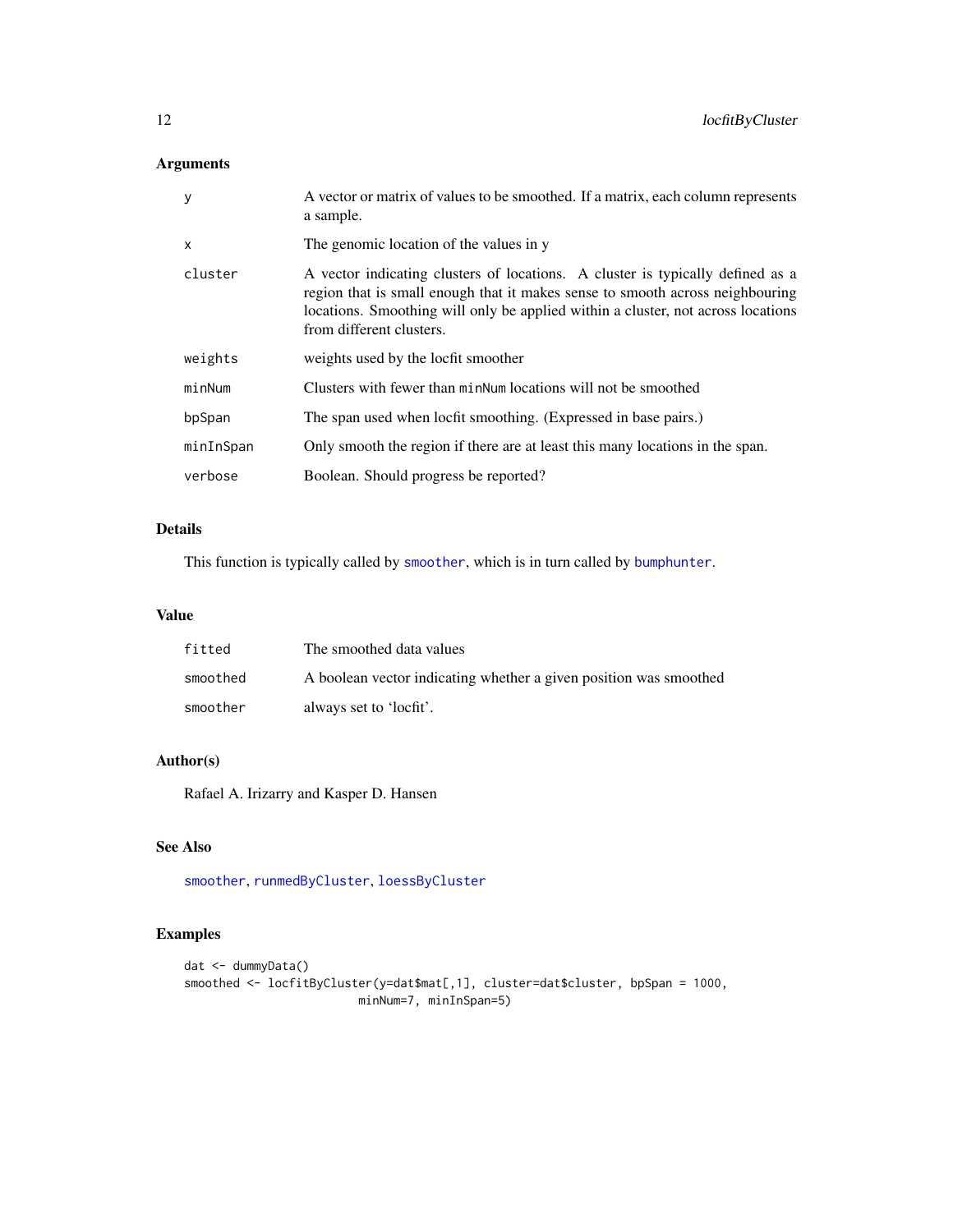## Arguments

| | |
|---|---|
| `y` | A vector or matrix of values to be smoothed. If a matrix, each column represents a sample. |
| `x` | The genomic location of the values in y |
| `cluster` | A vector indicating clusters of locations. A cluster is typically defined as a region that is small enough that it makes sense to smooth across neighbouring locations. Smoothing will only be applied within a cluster, not across locations from different clusters. |
| `weights` | weights used by the locfit smoother |
| `minNum` | Clusters with fewer than `minNum` locations will not be smoothed |
| `bpSpan` | The span used when locfit smoothing. (Expressed in base pairs.) |
| `minInSpan` | Only smooth the region if there are at least this many locations in the span. |
| `verbose` | Boolean. Should progress be reported? |

## Details

This function is typically called by `smoother`, which is in turn called by `bumphunter`.

## Value

| | |
|---|---|
| `fitted` | The smoothed data values |
| `smoothed` | A boolean vector indicating whether a given position was smoothed |
| `smoother` | always set to 'locfit'. |

## Author(s)

Rafael A. Irizarry and Kasper D. Hansen

## See Also

`smoother`, `runmedByCluster`, `loessByCluster`

## Examples

```
dat <- dummyData()
smoothed <- locfitByCluster(y=dat$mat[,1], cluster=dat$cluster, bpSpan = 1000,
                            minNum=7, minInSpan=5)
```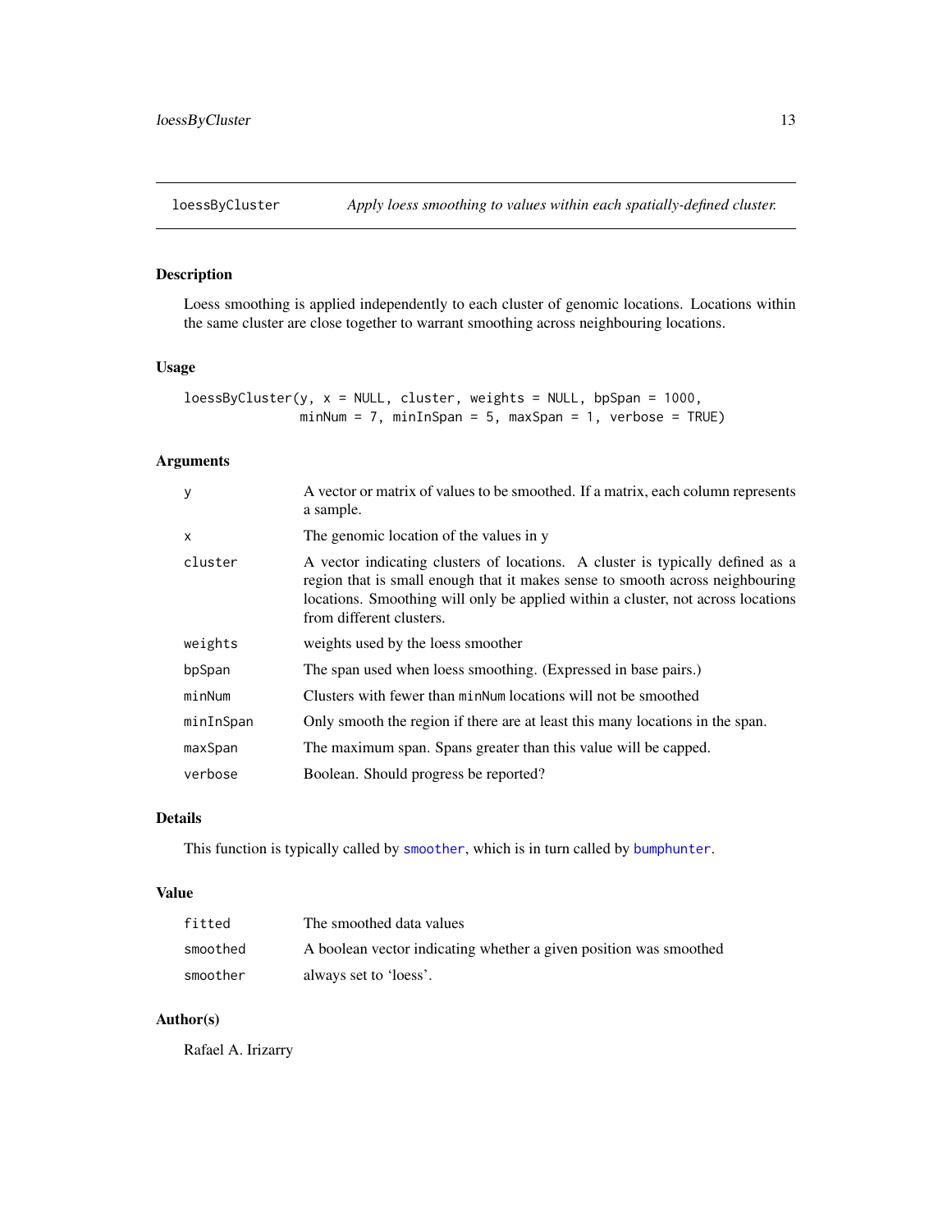# loessByCluster — Apply loess smoothing to values within each spatially-defined cluster.

## Description

Loess smoothing is applied independently to each cluster of genomic locations. Locations within the same cluster are close together to warrant smoothing across neighbouring locations.

## Usage

```
loessByCluster(y, x = NULL, cluster, weights = NULL, bpSpan = 1000,
               minNum = 7, minInSpan = 5, maxSpan = 1, verbose = TRUE)
```

## Arguments

| | |
|---|---|
| `y` | A vector or matrix of values to be smoothed. If a matrix, each column represents a sample. |
| `x` | The genomic location of the values in y |
| `cluster` | A vector indicating clusters of locations. A cluster is typically defined as a region that is small enough that it makes sense to smooth across neighbouring locations. Smoothing will only be applied within a cluster, not across locations from different clusters. |
| `weights` | weights used by the loess smoother |
| `bpSpan` | The span used when loess smoothing. (Expressed in base pairs.) |
| `minNum` | Clusters with fewer than `minNum` locations will not be smoothed |
| `minInSpan` | Only smooth the region if there are at least this many locations in the span. |
| `maxSpan` | The maximum span. Spans greater than this value will be capped. |
| `verbose` | Boolean. Should progress be reported? |

## Details

This function is typically called by `smoother`, which is in turn called by `bumphunter`.

## Value

| | |
|---|---|
| `fitted` | The smoothed data values |
| `smoothed` | A boolean vector indicating whether a given position was smoothed |
| `smoother` | always set to 'loess'. |

## Author(s)

Rafael A. Irizarry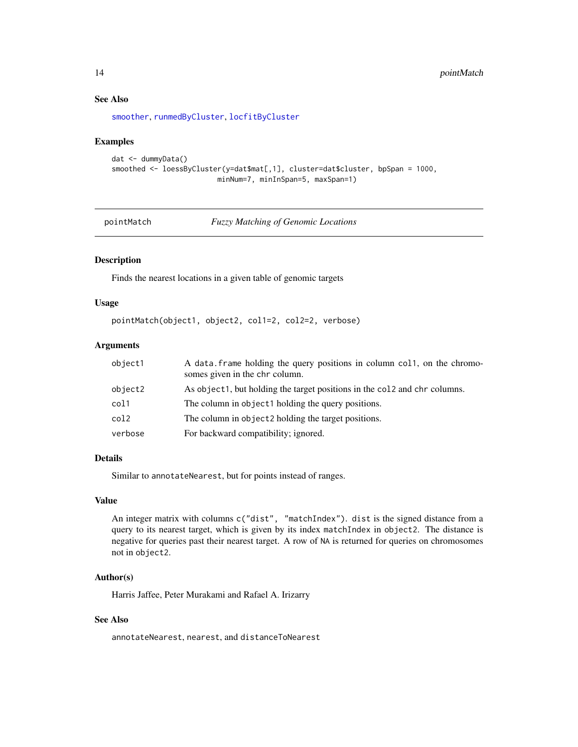### See Also

smoother, runmedByCluster, locfitByCluster

### Examples

```
dat <- dummyData()
smoothed <- loessByCluster(y=dat$mat[,1], cluster=dat$cluster, bpSpan = 1000,
                           minNum=7, minInSpan=5, maxSpan=1)
```

---

## pointMatch — *Fuzzy Matching of Genomic Locations*

---

### Description

Finds the nearest locations in a given table of genomic targets

### Usage

```
pointMatch(object1, object2, col1=2, col2=2, verbose)
```

### Arguments

| | |
|---|---|
| object1 | A `data.frame` holding the query positions in column `col1`, on the chromosomes given in the `chr` column. |
| object2 | As `object1`, but holding the target positions in the `col2` and `chr` columns. |
| col1 | The column in `object1` holding the query positions. |
| col2 | The column in `object2` holding the target positions. |
| verbose | For backward compatibility; ignored. |

### Details

Similar to `annotateNearest`, but for points instead of ranges.

### Value

An integer matrix with columns `c("dist", "matchIndex")`. `dist` is the signed distance from a query to its nearest target, which is given by its index `matchIndex` in `object2`. The distance is negative for queries past their nearest target. A row of `NA` is returned for queries on chromosomes not in `object2`.

### Author(s)

Harris Jaffee, Peter Murakami and Rafael A. Irizarry

### See Also

`annotateNearest`, `nearest`, and `distanceToNearest`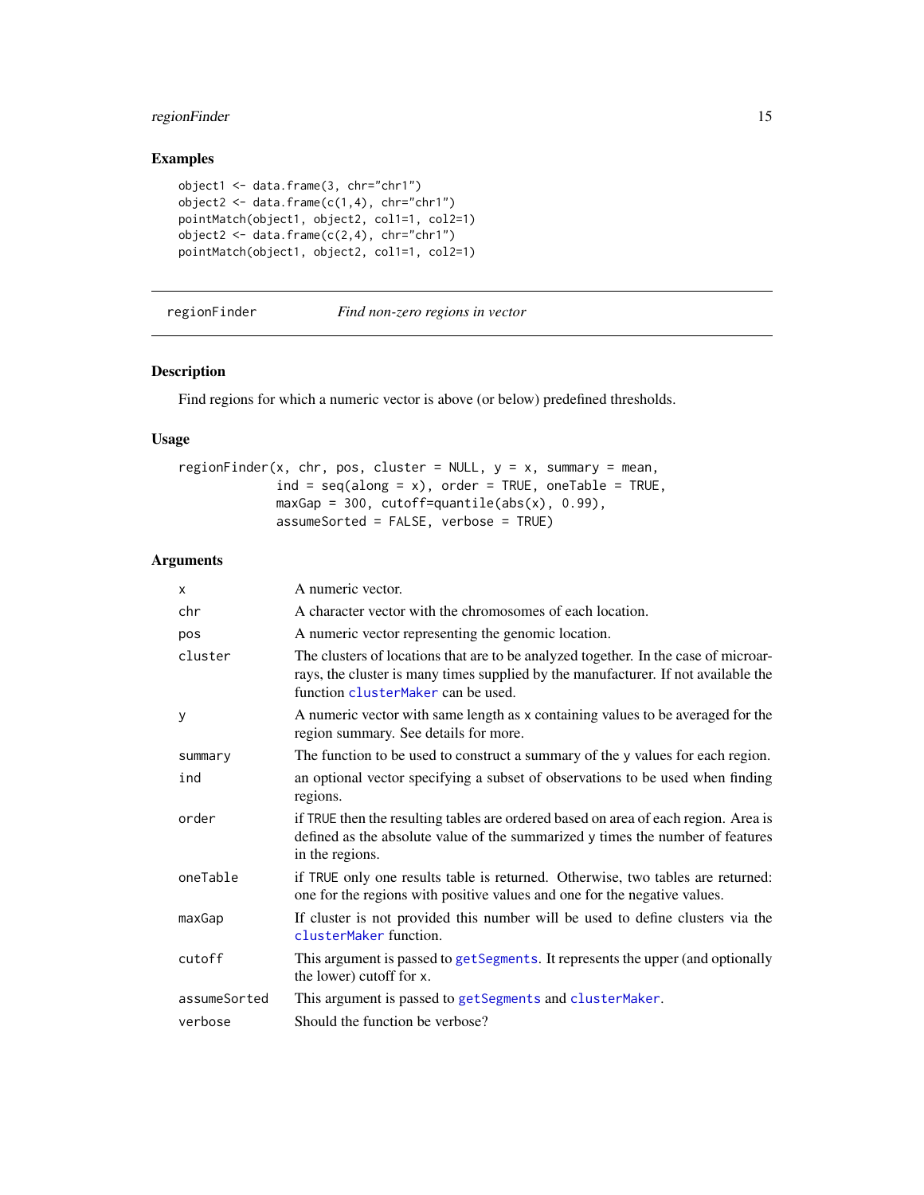## Examples

```
object1 <- data.frame(3, chr="chr1")
object2 <- data.frame(c(1,4), chr="chr1")
pointMatch(object1, object2, col1=1, col2=1)
object2 <- data.frame(c(2,4), chr="chr1")
pointMatch(object1, object2, col1=1, col2=1)
```

---

# regionFinder *Find non-zero regions in vector*

---

## Description

Find regions for which a numeric vector is above (or below) predefined thresholds.

## Usage

```
regionFinder(x, chr, pos, cluster = NULL, y = x, summary = mean,
             ind = seq(along = x), order = TRUE, oneTable = TRUE,
             maxGap = 300, cutoff=quantile(abs(x), 0.99),
             assumeSorted = FALSE, verbose = TRUE)
```

## Arguments

| | |
|---|---|
| `x` | A numeric vector. |
| `chr` | A character vector with the chromosomes of each location. |
| `pos` | A numeric vector representing the genomic location. |
| `cluster` | The clusters of locations that are to be analyzed together. In the case of microarrays, the cluster is many times supplied by the manufacturer. If not available the function `clusterMaker` can be used. |
| `y` | A numeric vector with same length as `x` containing values to be averaged for the region summary. See details for more. |
| `summary` | The function to be used to construct a summary of the `y` values for each region. |
| `ind` | an optional vector specifying a subset of observations to be used when finding regions. |
| `order` | if `TRUE` then the resulting tables are ordered based on area of each region. Area is defined as the absolute value of the summarized `y` times the number of features in the regions. |
| `oneTable` | if `TRUE` only one results table is returned. Otherwise, two tables are returned: one for the regions with positive values and one for the negative values. |
| `maxGap` | If cluster is not provided this number will be used to define clusters via the `clusterMaker` function. |
| `cutoff` | This argument is passed to `getSegments`. It represents the upper (and optionally the lower) cutoff for `x`. |
| `assumeSorted` | This argument is passed to `getSegments` and `clusterMaker`. |
| `verbose` | Should the function be verbose? |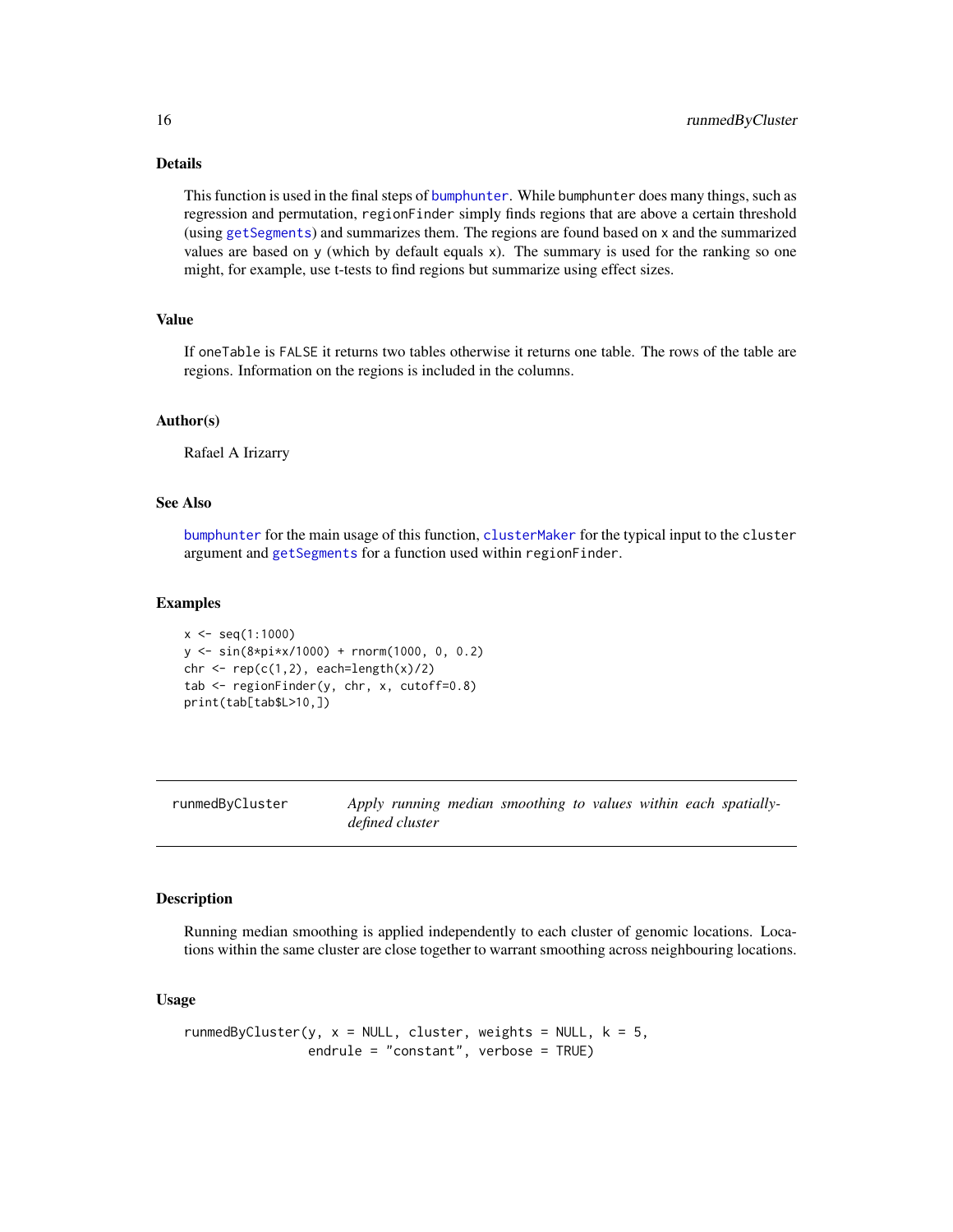## Details

This function is used in the final steps of `bumphunter`. While `bumphunter` does many things, such as regression and permutation, `regionFinder` simply finds regions that are above a certain threshold (using `getSegments`) and summarizes them. The regions are found based on `x` and the summarized values are based on `y` (which by default equals `x`). The summary is used for the ranking so one might, for example, use t-tests to find regions but summarize using effect sizes.

## Value

If `oneTable` is `FALSE` it returns two tables otherwise it returns one table. The rows of the table are regions. Information on the regions is included in the columns.

## Author(s)

Rafael A Irizarry

## See Also

`bumphunter` for the main usage of this function, `clusterMaker` for the typical input to the `cluster` argument and `getSegments` for a function used within `regionFinder`.

## Examples

```
x <- seq(1:1000)
y <- sin(8*pi*x/1000) + rnorm(1000, 0, 0.2)
chr <- rep(c(1,2), each=length(x)/2)
tab <- regionFinder(y, chr, x, cutoff=0.8)
print(tab[tab$L>10,])
```

---

# runmedByCluster — *Apply running median smoothing to values within each spatially-defined cluster*

---

## Description

Running median smoothing is applied independently to each cluster of genomic locations. Locations within the same cluster are close together to warrant smoothing across neighbouring locations.

## Usage

```
runmedByCluster(y, x = NULL, cluster, weights = NULL, k = 5,
                endrule = "constant", verbose = TRUE)
```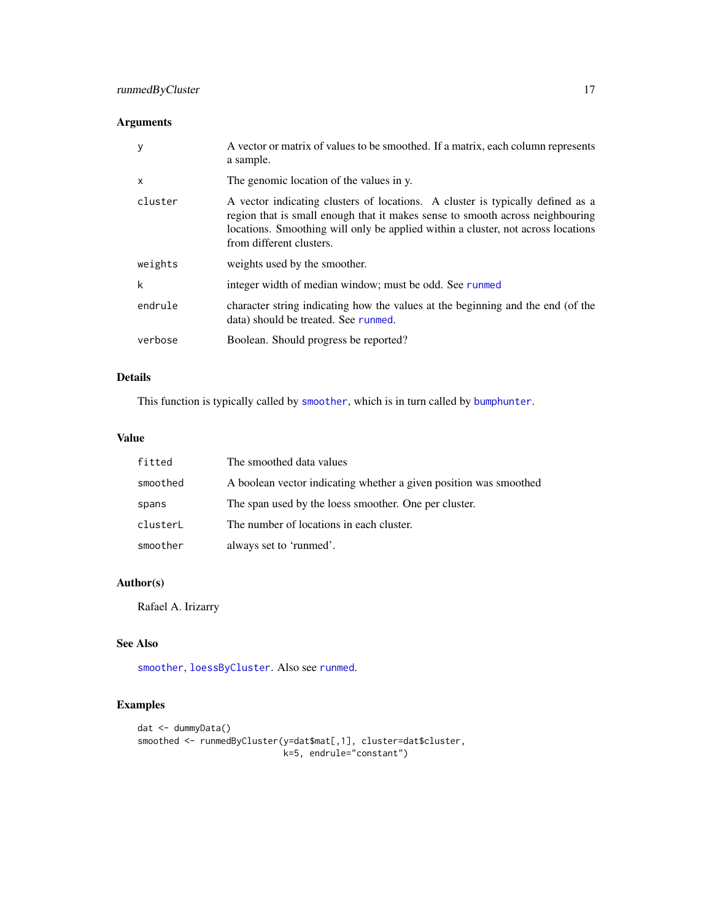## Arguments

| | |
|---|---|
| `y` | A vector or matrix of values to be smoothed. If a matrix, each column represents a sample. |
| `x` | The genomic location of the values in y. |
| `cluster` | A vector indicating clusters of locations. A cluster is typically defined as a region that is small enough that it makes sense to smooth across neighbouring locations. Smoothing will only be applied within a cluster, not across locations from different clusters. |
| `weights` | weights used by the smoother. |
| `k` | integer width of median window; must be odd. See `runmed` |
| `endrule` | character string indicating how the values at the beginning and the end (of the data) should be treated. See `runmed`. |
| `verbose` | Boolean. Should progress be reported? |

## Details

This function is typically called by `smoother`, which is in turn called by `bumphunter`.

## Value

| | |
|---|---|
| `fitted` | The smoothed data values |
| `smoothed` | A boolean vector indicating whether a given position was smoothed |
| `spans` | The span used by the loess smoother. One per cluster. |
| `clusterL` | The number of locations in each cluster. |
| `smoother` | always set to 'runmed'. |

## Author(s)

Rafael A. Irizarry

## See Also

`smoother`, `loessByCluster`. Also see `runmed`.

## Examples

```
dat <- dummyData()
smoothed <- runmedByCluster(y=dat$mat[,1], cluster=dat$cluster,
                            k=5, endrule="constant")
```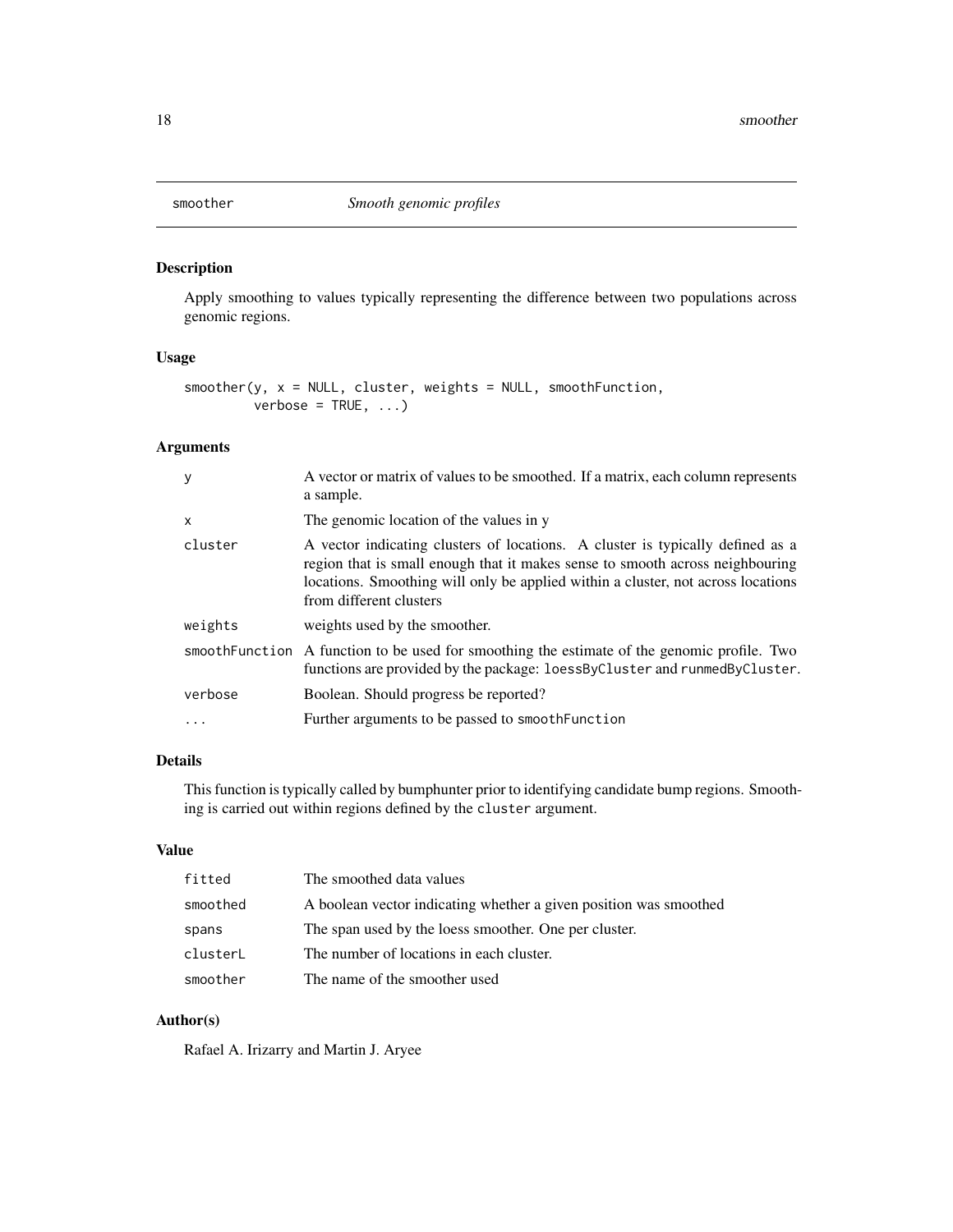# smoother *Smooth genomic profiles*

## Description

Apply smoothing to values typically representing the difference between two populations across genomic regions.

## Usage

```
smoother(y, x = NULL, cluster, weights = NULL, smoothFunction,
         verbose = TRUE, ...)
```

## Arguments

| | |
|---|---|
| `y` | A vector or matrix of values to be smoothed. If a matrix, each column represents a sample. |
| `x` | The genomic location of the values in y |
| `cluster` | A vector indicating clusters of locations. A cluster is typically defined as a region that is small enough that it makes sense to smooth across neighbouring locations. Smoothing will only be applied within a cluster, not across locations from different clusters |
| `weights` | weights used by the smoother. |
| `smoothFunction` | A function to be used for smoothing the estimate of the genomic profile. Two functions are provided by the package: `loessByCluster` and `runmedByCluster`. |
| `verbose` | Boolean. Should progress be reported? |
| `...` | Further arguments to be passed to `smoothFunction` |

## Details

This function is typically called by bumphunter prior to identifying candidate bump regions. Smoothing is carried out within regions defined by the `cluster` argument.

## Value

| | |
|---|---|
| `fitted` | The smoothed data values |
| `smoothed` | A boolean vector indicating whether a given position was smoothed |
| `spans` | The span used by the loess smoother. One per cluster. |
| `clusterL` | The number of locations in each cluster. |
| `smoother` | The name of the smoother used |

## Author(s)

Rafael A. Irizarry and Martin J. Aryee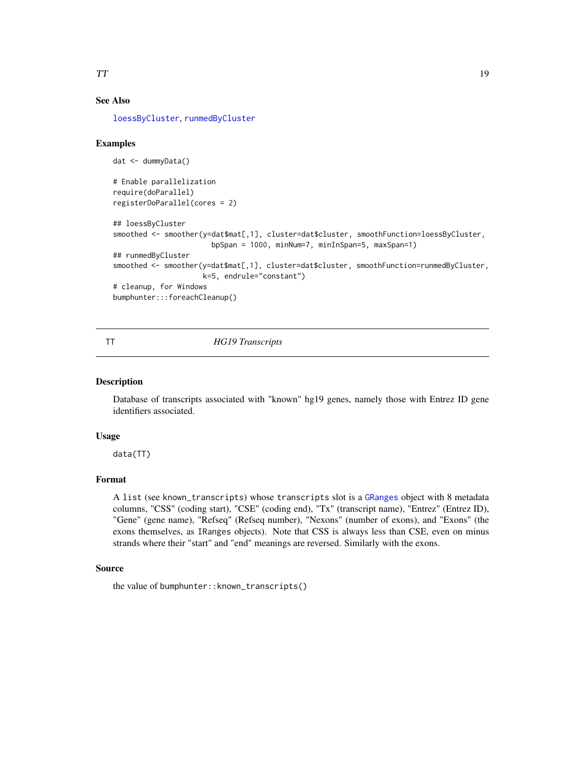## See Also

`loessByCluster`, `runmedByCluster`

## Examples

```
dat <- dummyData()

# Enable parallelization
require(doParallel)
registerDoParallel(cores = 2)

## loessByCluster
smoothed <- smoother(y=dat$mat[,1], cluster=dat$cluster, smoothFunction=loessByCluster,
                       bpSpan = 1000, minNum=7, minInSpan=5, maxSpan=1)
## runmedByCluster
smoothed <- smoother(y=dat$mat[,1], cluster=dat$cluster, smoothFunction=runmedByCluster,
                     k=5, endrule="constant")
# cleanup, for Windows
bumphunter:::foreachCleanup()
```

---

# TT — *HG19 Transcripts*

---

## Description

Database of transcripts associated with "known" hg19 genes, namely those with Entrez ID gene identifiers associated.

## Usage

```
data(TT)
```

## Format

A `list` (see `known_transcripts`) whose `transcripts` slot is a `GRanges` object with 8 metadata columns, "CSS" (coding start), "CSE" (coding end), "Tx" (transcript name), "Entrez" (Entrez ID), "Gene" (gene name), "Refseq" (Refseq number), "Nexons" (number of exons), and "Exons" (the exons themselves, as `IRanges` objects). Note that CSS is always less than CSE, even on minus strands where their "start" and "end" meanings are reversed. Similarly with the exons.

## Source

the value of `bumphunter::known_transcripts()`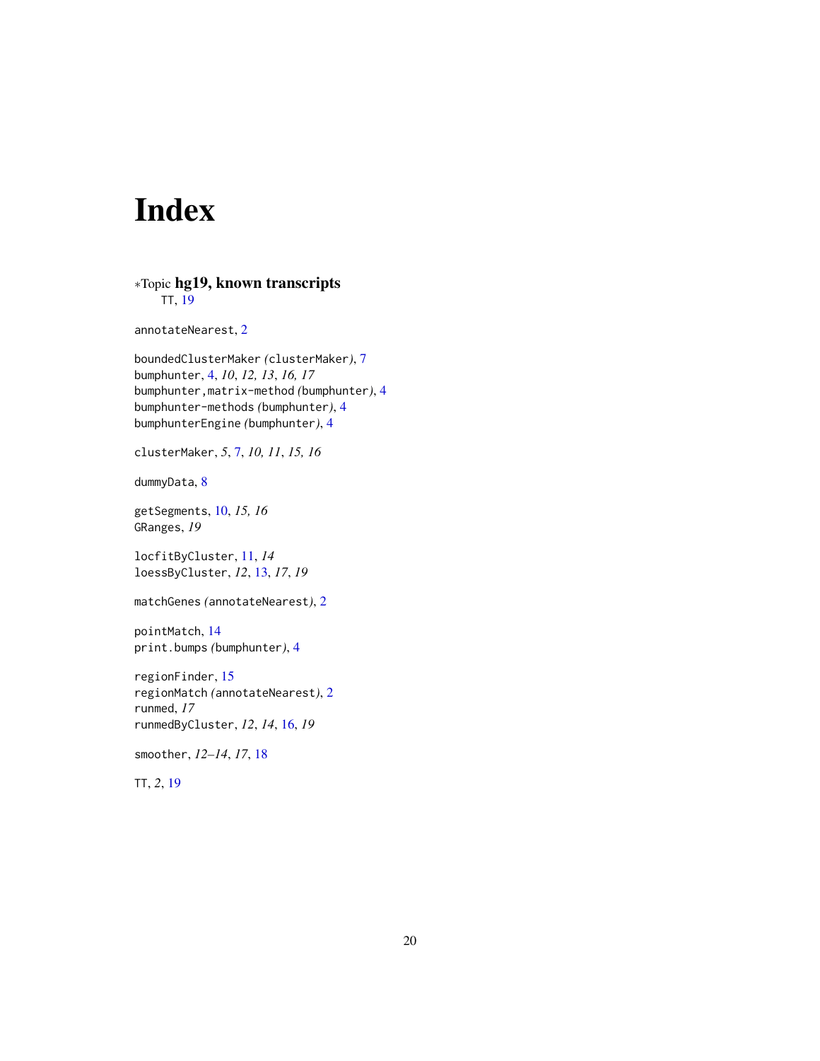# Index

*Topic **hg19, known transcripts**
  TT, 19

annotateNearest, 2

boundedClusterMaker *(*clusterMaker*)*, 7
bumphunter, 4, *10*, *12, 13*, *16, 17*
bumphunter,matrix-method *(*bumphunter*)*, 4
bumphunter-methods *(*bumphunter*)*, 4
bumphunterEngine *(*bumphunter*)*, 4

clusterMaker, *5*, 7, *10, 11*, *15, 16*

dummyData, 8

getSegments, 10, *15, 16*
GRanges, *19*

locfitByCluster, 11, *14*
loessByCluster, *12*, 13, *17*, *19*

matchGenes *(*annotateNearest*)*, 2

pointMatch, 14
print.bumps *(*bumphunter*)*, 4

regionFinder, 15
regionMatch *(*annotateNearest*)*, 2
runmed, *17*
runmedByCluster, *12*, *14*, 16, *19*

smoother, *12–14*, *17*, 18

TT, *2*, 19